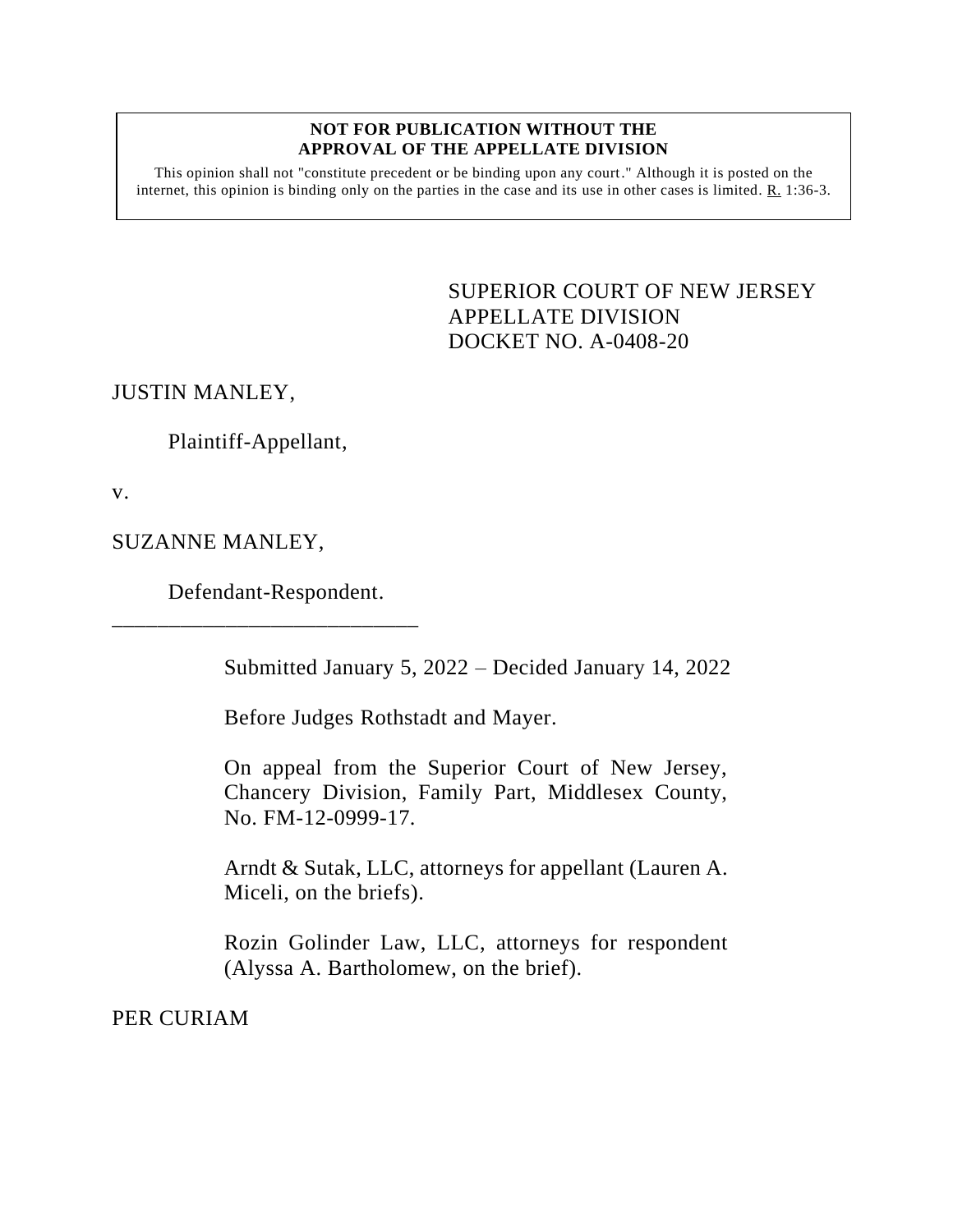**NOT FOR PUBLICATION WITHOUT THE APPROVAL OF THE APPELLATE DIVISION**

This opinion shall not "constitute precedent or be binding upon any court." Although it is posted on the internet, this opinion is binding only on the parties in the case and its use in other cases is limited. R. 1:36-3.

SUPERIOR COURT OF NEW JERSEY
APPELLATE DIVISION
DOCKET NO. A-0408-20

JUSTIN MANLEY,

Plaintiff-Appellant,

v.

SUZANNE MANLEY,

Defendant-Respondent.

\_\_\_\_\_\_\_\_\_\_\_\_\_\_\_\_\_\_\_\_\_\_\_\_\_\_\_

Submitted January 5, 2022 – Decided January 14, 2022

Before Judges Rothstadt and Mayer.

On appeal from the Superior Court of New Jersey, Chancery Division, Family Part, Middlesex County, No. FM-12-0999-17.

Arndt & Sutak, LLC, attorneys for appellant (Lauren A. Miceli, on the briefs).

Rozin Golinder Law, LLC, attorneys for respondent (Alyssa A. Bartholomew, on the brief).

PER CURIAM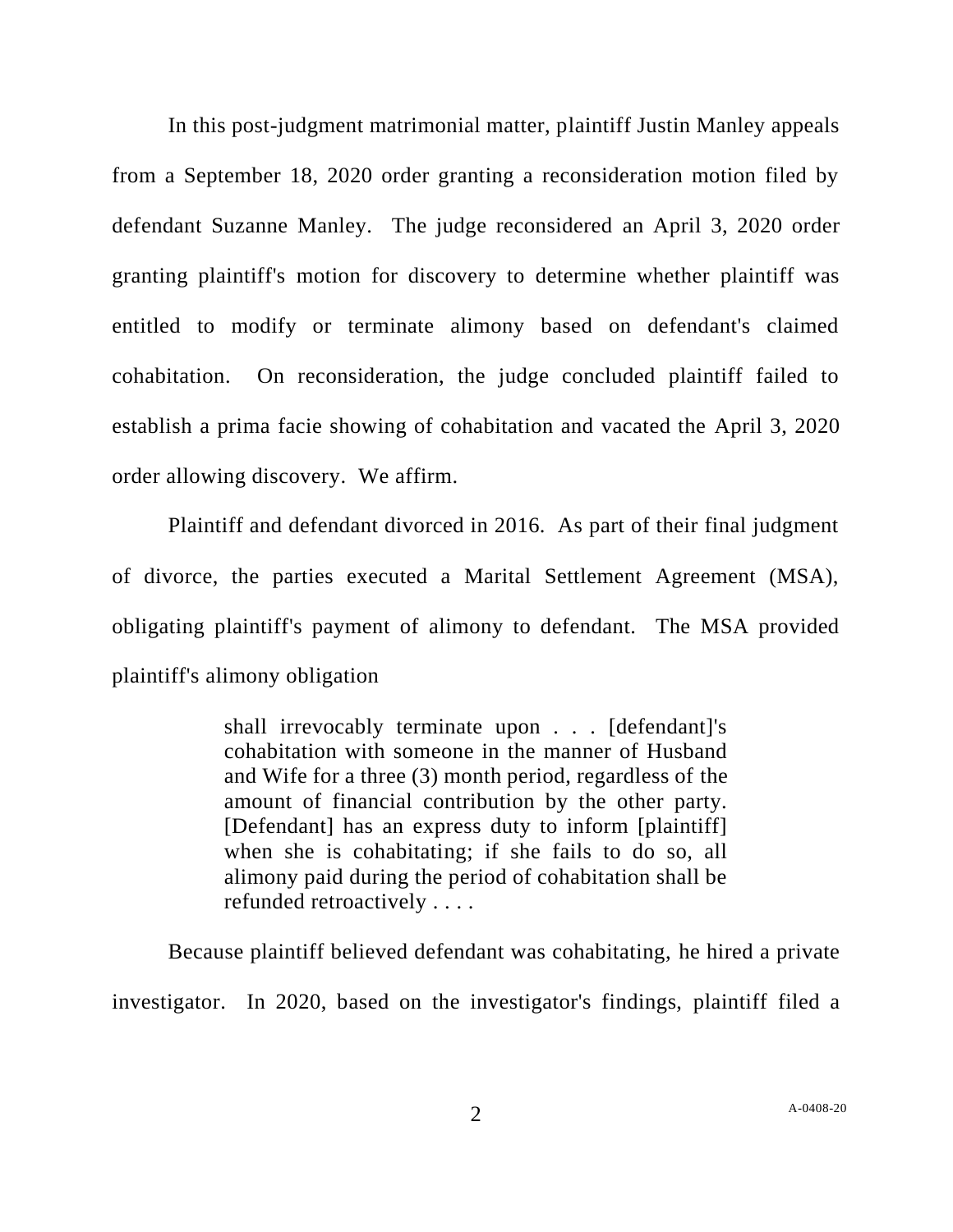In this post-judgment matrimonial matter, plaintiff Justin Manley appeals from a September 18, 2020 order granting a reconsideration motion filed by defendant Suzanne Manley. The judge reconsidered an April 3, 2020 order granting plaintiff's motion for discovery to determine whether plaintiff was entitled to modify or terminate alimony based on defendant's claimed cohabitation. On reconsideration, the judge concluded plaintiff failed to establish a prima facie showing of cohabitation and vacated the April 3, 2020 order allowing discovery. We affirm.

Plaintiff and defendant divorced in 2016. As part of their final judgment of divorce, the parties executed a Marital Settlement Agreement (MSA), obligating plaintiff's payment of alimony to defendant. The MSA provided plaintiff's alimony obligation

> shall irrevocably terminate upon . . . [defendant]'s cohabitation with someone in the manner of Husband and Wife for a three (3) month period, regardless of the amount of financial contribution by the other party. [Defendant] has an express duty to inform [plaintiff] when she is cohabitating; if she fails to do so, all alimony paid during the period of cohabitation shall be refunded retroactively . . . .

Because plaintiff believed defendant was cohabitating, he hired a private investigator. In 2020, based on the investigator's findings, plaintiff filed a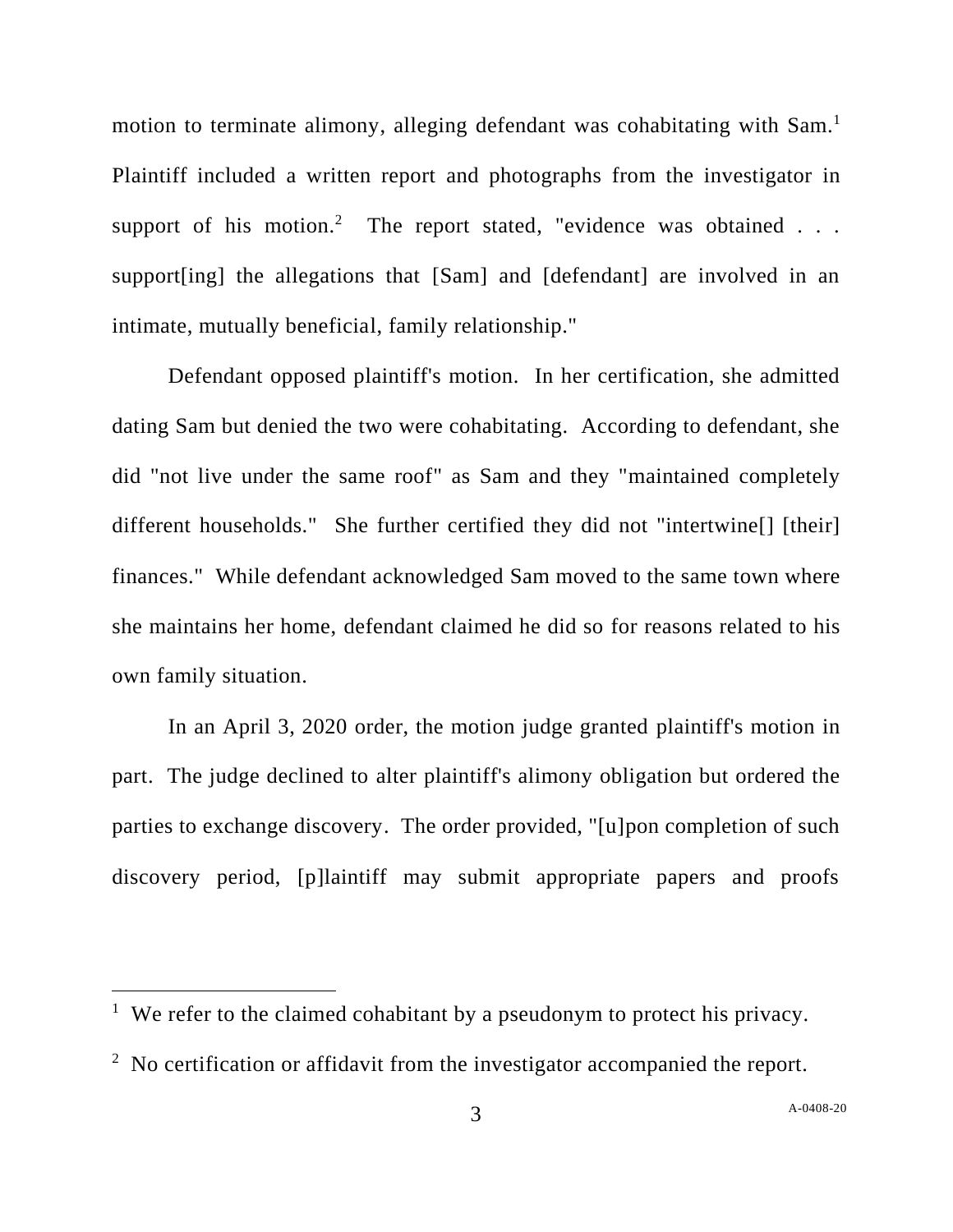motion to terminate alimony, alleging defendant was cohabitating with Sam.[1] Plaintiff included a written report and photographs from the investigator in support of his motion.[2] The report stated, "evidence was obtained . . . support[ing] the allegations that [Sam] and [defendant] are involved in an intimate, mutually beneficial, family relationship."

Defendant opposed plaintiff's motion. In her certification, she admitted dating Sam but denied the two were cohabitating. According to defendant, she did "not live under the same roof" as Sam and they "maintained completely different households." She further certified they did not "intertwine[] [their] finances." While defendant acknowledged Sam moved to the same town where she maintains her home, defendant claimed he did so for reasons related to his own family situation.

In an April 3, 2020 order, the motion judge granted plaintiff's motion in part. The judge declined to alter plaintiff's alimony obligation but ordered the parties to exchange discovery. The order provided, "[u]pon completion of such discovery period, [p]laintiff may submit appropriate papers and proofs

---

[1] We refer to the claimed cohabitant by a pseudonym to protect his privacy.

[2] No certification or affidavit from the investigator accompanied the report.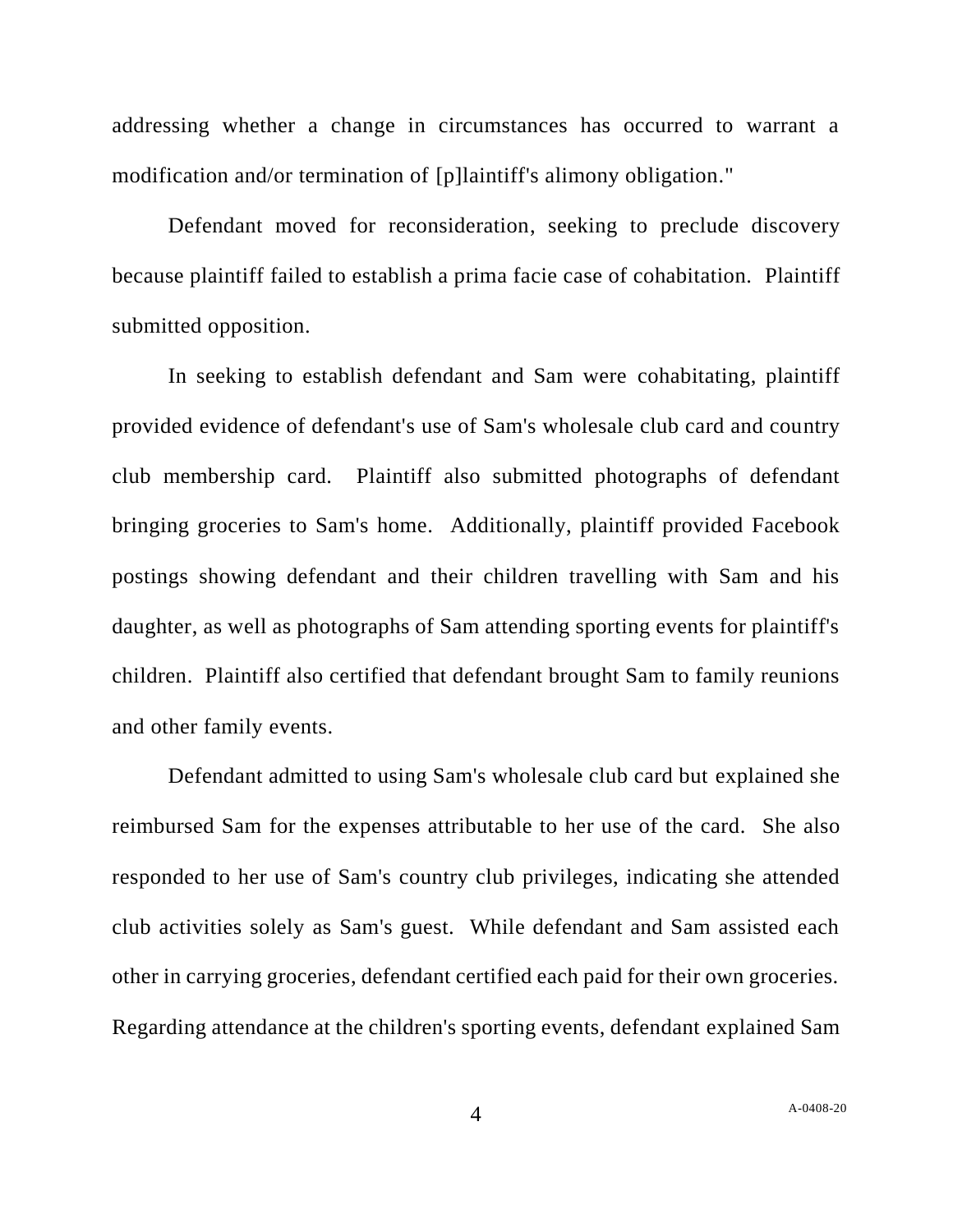addressing whether a change in circumstances has occurred to warrant a modification and/or termination of [p]laintiff's alimony obligation."

Defendant moved for reconsideration, seeking to preclude discovery because plaintiff failed to establish a prima facie case of cohabitation. Plaintiff submitted opposition.

In seeking to establish defendant and Sam were cohabitating, plaintiff provided evidence of defendant's use of Sam's wholesale club card and country club membership card. Plaintiff also submitted photographs of defendant bringing groceries to Sam's home. Additionally, plaintiff provided Facebook postings showing defendant and their children travelling with Sam and his daughter, as well as photographs of Sam attending sporting events for plaintiff's children. Plaintiff also certified that defendant brought Sam to family reunions and other family events.

Defendant admitted to using Sam's wholesale club card but explained she reimbursed Sam for the expenses attributable to her use of the card. She also responded to her use of Sam's country club privileges, indicating she attended club activities solely as Sam's guest. While defendant and Sam assisted each other in carrying groceries, defendant certified each paid for their own groceries. Regarding attendance at the children's sporting events, defendant explained Sam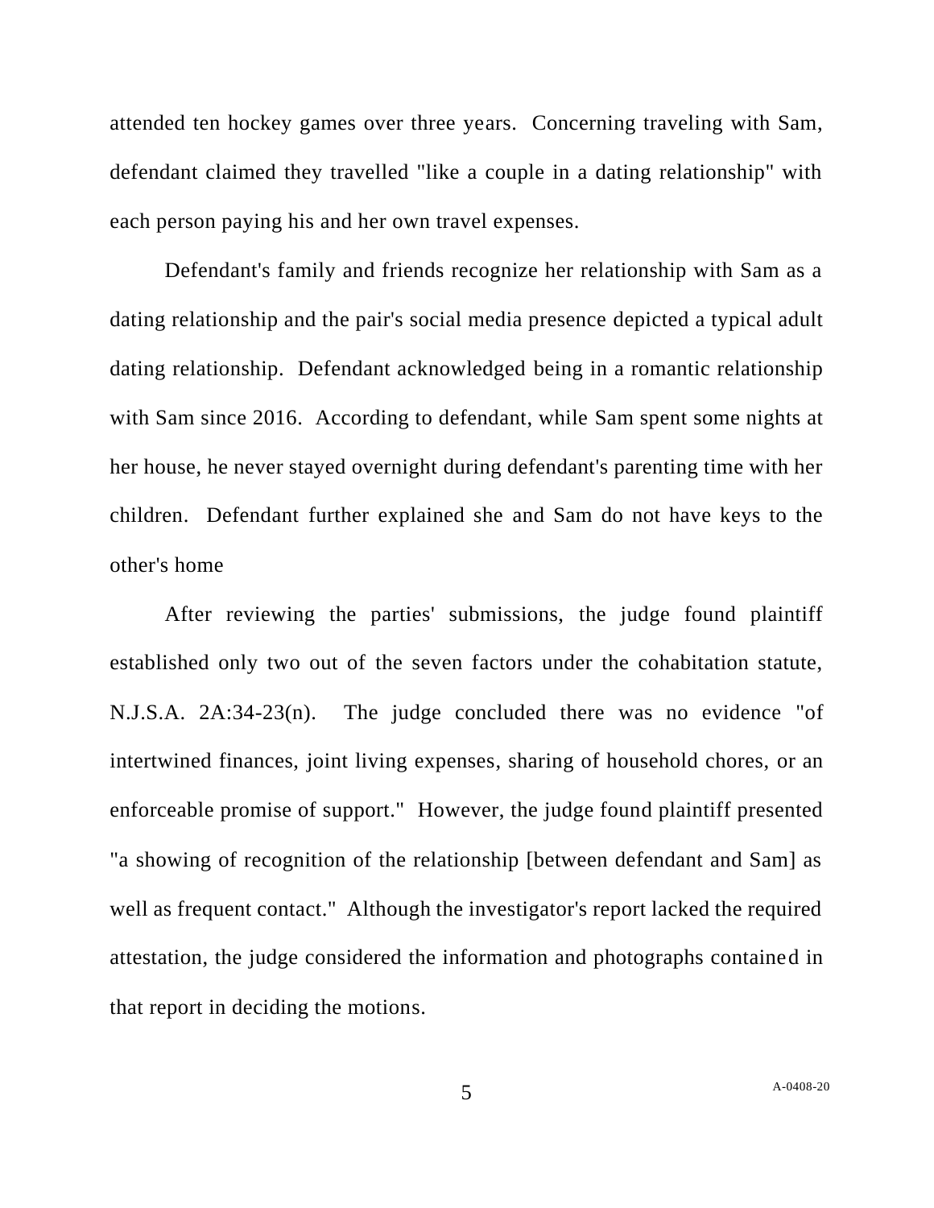attended ten hockey games over three years. Concerning traveling with Sam, defendant claimed they travelled "like a couple in a dating relationship" with each person paying his and her own travel expenses.

Defendant's family and friends recognize her relationship with Sam as a dating relationship and the pair's social media presence depicted a typical adult dating relationship. Defendant acknowledged being in a romantic relationship with Sam since 2016. According to defendant, while Sam spent some nights at her house, he never stayed overnight during defendant's parenting time with her children. Defendant further explained she and Sam do not have keys to the other's home

After reviewing the parties' submissions, the judge found plaintiff established only two out of the seven factors under the cohabitation statute, N.J.S.A. 2A:34-23(n). The judge concluded there was no evidence "of intertwined finances, joint living expenses, sharing of household chores, or an enforceable promise of support." However, the judge found plaintiff presented "a showing of recognition of the relationship [between defendant and Sam] as well as frequent contact." Although the investigator's report lacked the required attestation, the judge considered the information and photographs contained in that report in deciding the motions.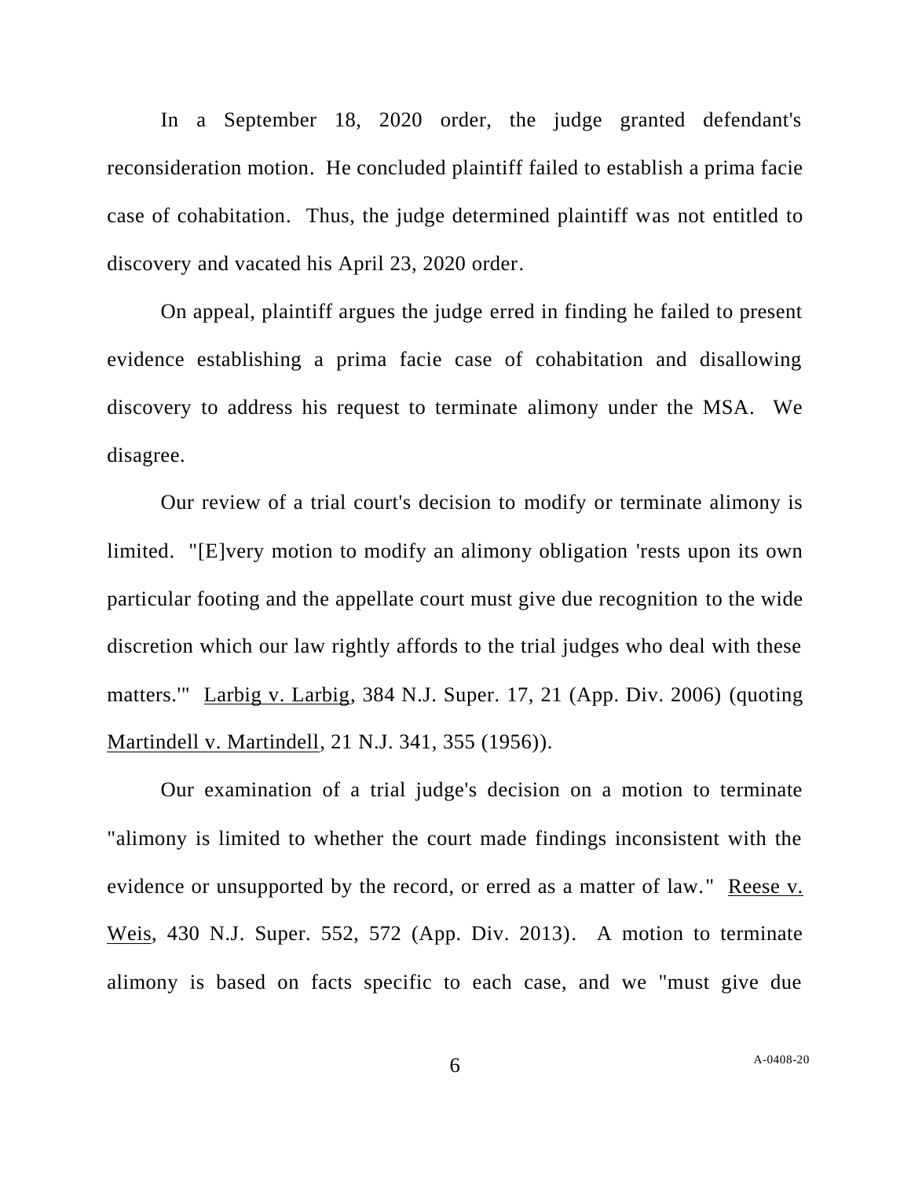In a September 18, 2020 order, the judge granted defendant's reconsideration motion. He concluded plaintiff failed to establish a prima facie case of cohabitation. Thus, the judge determined plaintiff was not entitled to discovery and vacated his April 23, 2020 order.

On appeal, plaintiff argues the judge erred in finding he failed to present evidence establishing a prima facie case of cohabitation and disallowing discovery to address his request to terminate alimony under the MSA. We disagree.

Our review of a trial court's decision to modify or terminate alimony is limited. "[E]very motion to modify an alimony obligation 'rests upon its own particular footing and the appellate court must give due recognition to the wide discretion which our law rightly affords to the trial judges who deal with these matters.'" Larbig v. Larbig, 384 N.J. Super. 17, 21 (App. Div. 2006) (quoting Martindell v. Martindell, 21 N.J. 341, 355 (1956)).

Our examination of a trial judge's decision on a motion to terminate "alimony is limited to whether the court made findings inconsistent with the evidence or unsupported by the record, or erred as a matter of law." Reese v. Weis, 430 N.J. Super. 552, 572 (App. Div. 2013). A motion to terminate alimony is based on facts specific to each case, and we "must give due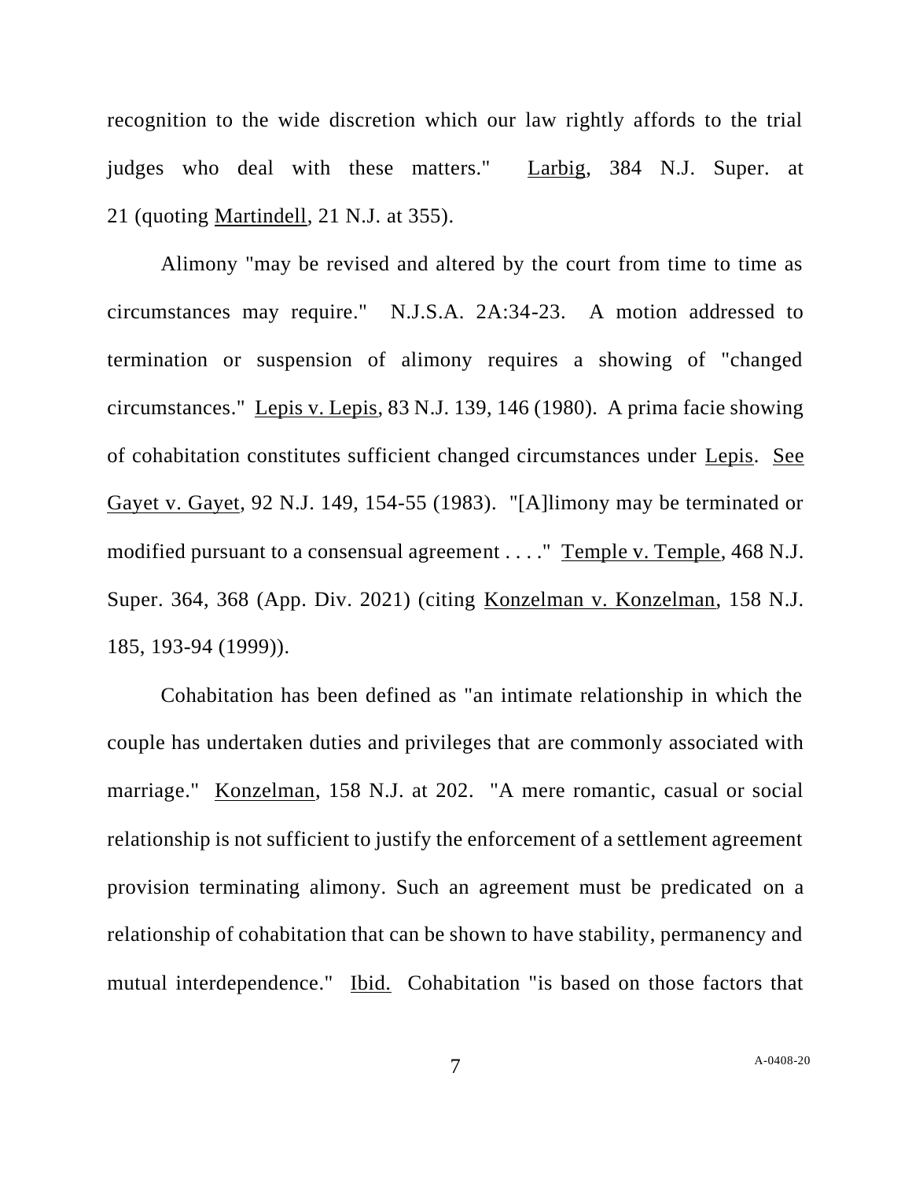recognition to the wide discretion which our law rightly affords to the trial judges who deal with these matters." Larbig, 384 N.J. Super. at 21 (quoting Martindell, 21 N.J. at 355).

Alimony "may be revised and altered by the court from time to time as circumstances may require." N.J.S.A. 2A:34-23. A motion addressed to termination or suspension of alimony requires a showing of "changed circumstances." Lepis v. Lepis, 83 N.J. 139, 146 (1980). A prima facie showing of cohabitation constitutes sufficient changed circumstances under Lepis. See Gayet v. Gayet, 92 N.J. 149, 154-55 (1983). "[A]limony may be terminated or modified pursuant to a consensual agreement . . . ." Temple v. Temple, 468 N.J. Super. 364, 368 (App. Div. 2021) (citing Konzelman v. Konzelman, 158 N.J. 185, 193-94 (1999)).

Cohabitation has been defined as "an intimate relationship in which the couple has undertaken duties and privileges that are commonly associated with marriage." Konzelman, 158 N.J. at 202. "A mere romantic, casual or social relationship is not sufficient to justify the enforcement of a settlement agreement provision terminating alimony. Such an agreement must be predicated on a relationship of cohabitation that can be shown to have stability, permanency and mutual interdependence." Ibid. Cohabitation "is based on those factors that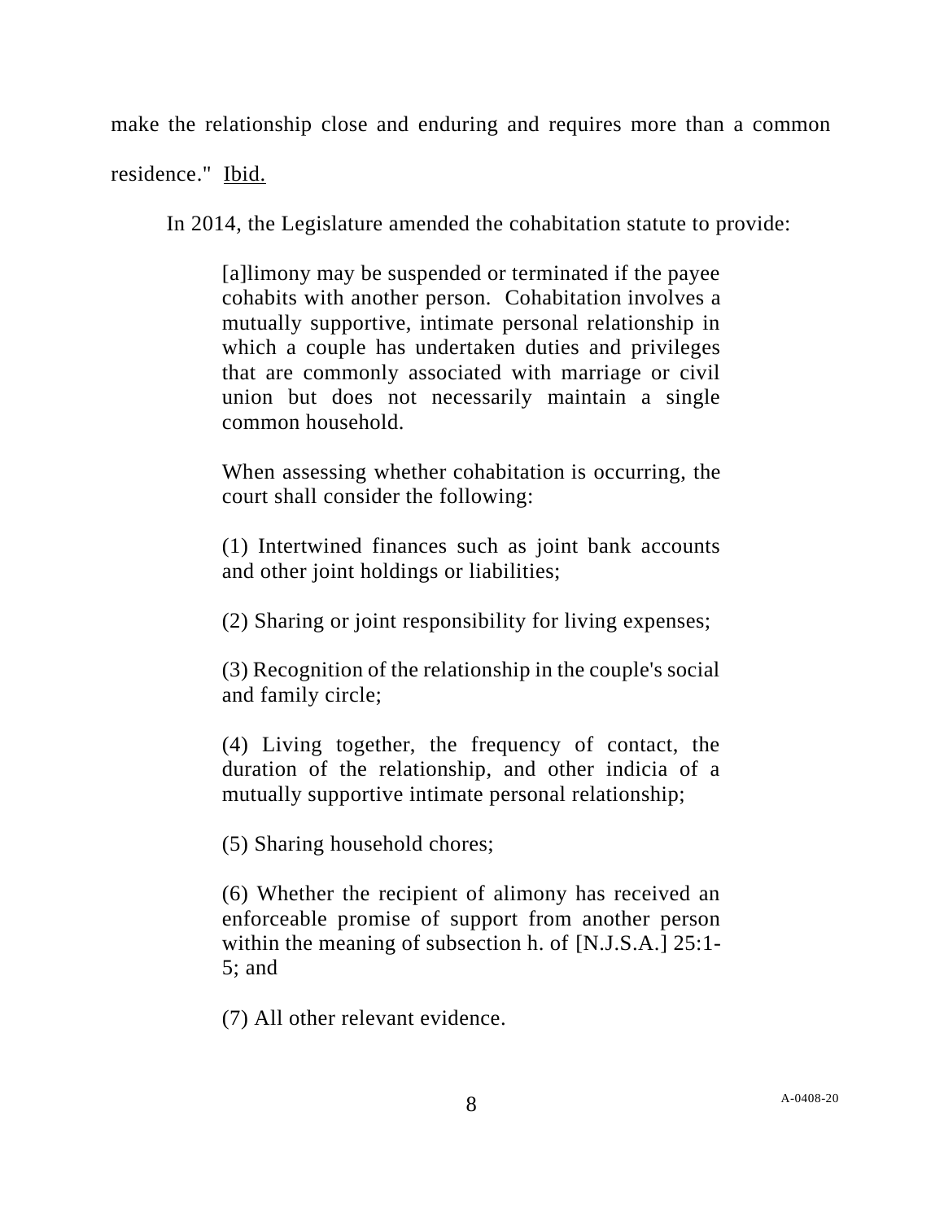make the relationship close and enduring and requires more than a common residence." Ibid.

In 2014, the Legislature amended the cohabitation statute to provide:

> [a]limony may be suspended or terminated if the payee cohabits with another person. Cohabitation involves a mutually supportive, intimate personal relationship in which a couple has undertaken duties and privileges that are commonly associated with marriage or civil union but does not necessarily maintain a single common household.
>
> When assessing whether cohabitation is occurring, the court shall consider the following:
>
> (1) Intertwined finances such as joint bank accounts and other joint holdings or liabilities;
>
> (2) Sharing or joint responsibility for living expenses;
>
> (3) Recognition of the relationship in the couple's social and family circle;
>
> (4) Living together, the frequency of contact, the duration of the relationship, and other indicia of a mutually supportive intimate personal relationship;
>
> (5) Sharing household chores;
>
> (6) Whether the recipient of alimony has received an enforceable promise of support from another person within the meaning of subsection h. of [N.J.S.A.] 25:1-5; and
>
> (7) All other relevant evidence.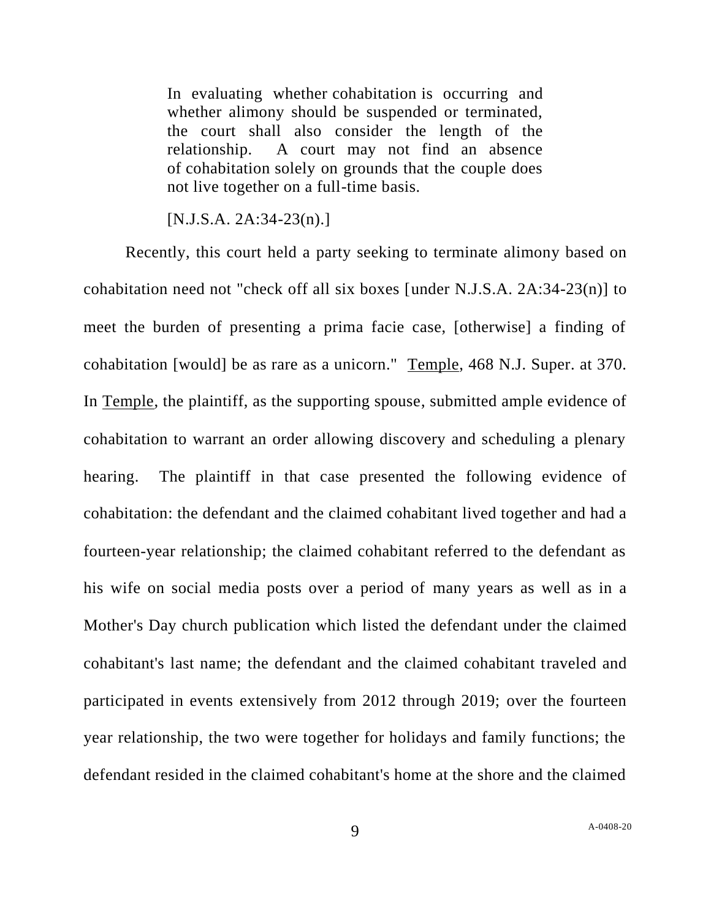> In evaluating whether cohabitation is occurring and whether alimony should be suspended or terminated, the court shall also consider the length of the relationship. A court may not find an absence of cohabitation solely on grounds that the couple does not live together on a full-time basis.
>
> [N.J.S.A. 2A:34-23(n).]

Recently, this court held a party seeking to terminate alimony based on cohabitation need not "check off all six boxes [under N.J.S.A. 2A:34-23(n)] to meet the burden of presenting a prima facie case, [otherwise] a finding of cohabitation [would] be as rare as a unicorn." Temple, 468 N.J. Super. at 370. In Temple, the plaintiff, as the supporting spouse, submitted ample evidence of cohabitation to warrant an order allowing discovery and scheduling a plenary hearing. The plaintiff in that case presented the following evidence of cohabitation: the defendant and the claimed cohabitant lived together and had a fourteen-year relationship; the claimed cohabitant referred to the defendant as his wife on social media posts over a period of many years as well as in a Mother's Day church publication which listed the defendant under the claimed cohabitant's last name; the defendant and the claimed cohabitant traveled and participated in events extensively from 2012 through 2019; over the fourteen year relationship, the two were together for holidays and family functions; the defendant resided in the claimed cohabitant's home at the shore and the claimed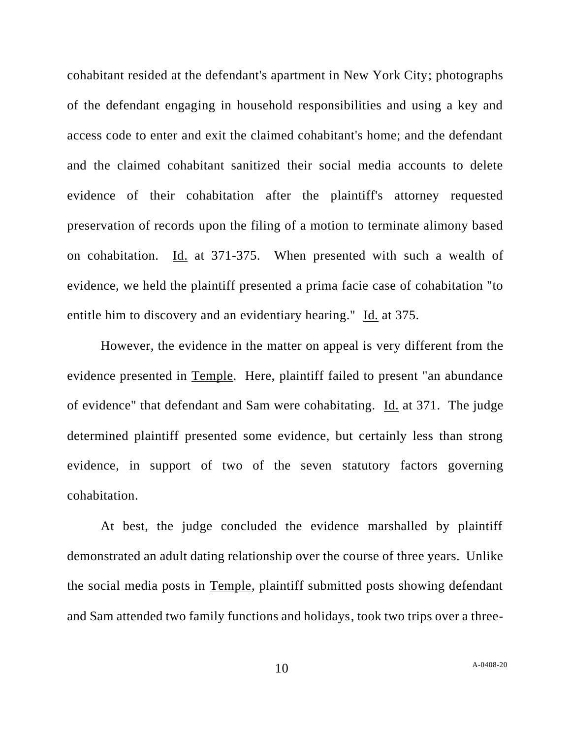cohabitant resided at the defendant's apartment in New York City; photographs of the defendant engaging in household responsibilities and using a key and access code to enter and exit the claimed cohabitant's home; and the defendant and the claimed cohabitant sanitized their social media accounts to delete evidence of their cohabitation after the plaintiff's attorney requested preservation of records upon the filing of a motion to terminate alimony based on cohabitation. Id. at 371-375. When presented with such a wealth of evidence, we held the plaintiff presented a prima facie case of cohabitation "to entitle him to discovery and an evidentiary hearing." Id. at 375.

However, the evidence in the matter on appeal is very different from the evidence presented in Temple. Here, plaintiff failed to present "an abundance of evidence" that defendant and Sam were cohabitating. Id. at 371. The judge determined plaintiff presented some evidence, but certainly less than strong evidence, in support of two of the seven statutory factors governing cohabitation.

At best, the judge concluded the evidence marshalled by plaintiff demonstrated an adult dating relationship over the course of three years. Unlike the social media posts in Temple, plaintiff submitted posts showing defendant and Sam attended two family functions and holidays, took two trips over a three-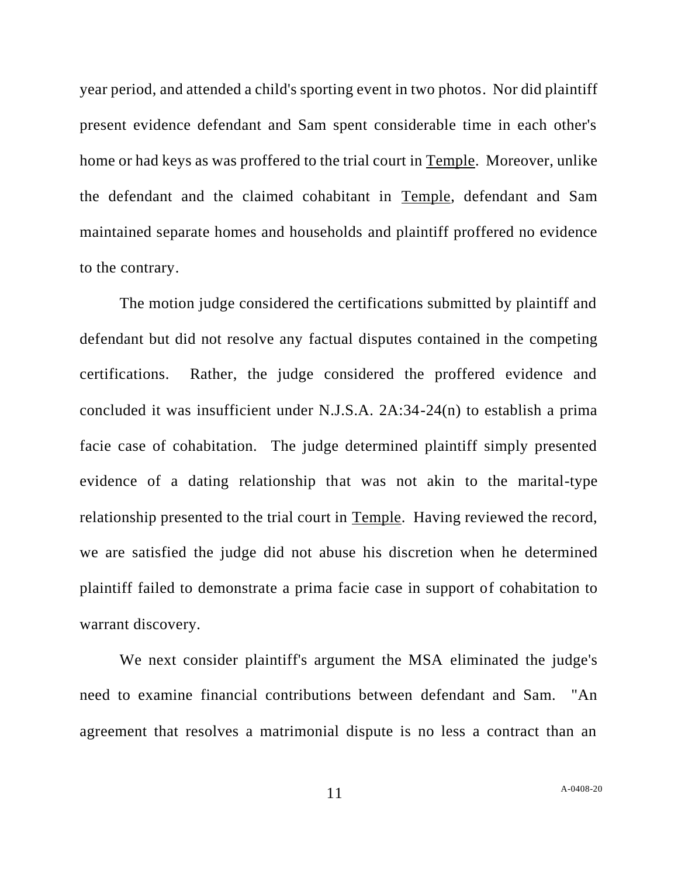year period, and attended a child's sporting event in two photos. Nor did plaintiff present evidence defendant and Sam spent considerable time in each other's home or had keys as was proffered to the trial court in <u>Temple</u>. Moreover, unlike the defendant and the claimed cohabitant in <u>Temple</u>, defendant and Sam maintained separate homes and households and plaintiff proffered no evidence to the contrary.

The motion judge considered the certifications submitted by plaintiff and defendant but did not resolve any factual disputes contained in the competing certifications. Rather, the judge considered the proffered evidence and concluded it was insufficient under N.J.S.A. 2A:34-24(n) to establish a prima facie case of cohabitation. The judge determined plaintiff simply presented evidence of a dating relationship that was not akin to the marital-type relationship presented to the trial court in <u>Temple</u>. Having reviewed the record, we are satisfied the judge did not abuse his discretion when he determined plaintiff failed to demonstrate a prima facie case in support of cohabitation to warrant discovery.

We next consider plaintiff's argument the MSA eliminated the judge's need to examine financial contributions between defendant and Sam. "An agreement that resolves a matrimonial dispute is no less a contract than an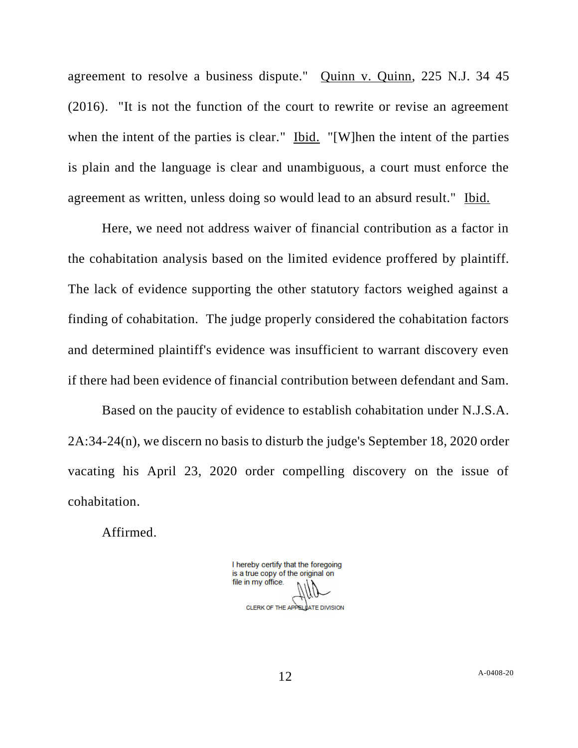agreement to resolve a business dispute." Quinn v. Quinn, 225 N.J. 34 45 (2016). "It is not the function of the court to rewrite or revise an agreement when the intent of the parties is clear." Ibid. "[W]hen the intent of the parties is plain and the language is clear and unambiguous, a court must enforce the agreement as written, unless doing so would lead to an absurd result." Ibid.

Here, we need not address waiver of financial contribution as a factor in the cohabitation analysis based on the limited evidence proffered by plaintiff. The lack of evidence supporting the other statutory factors weighed against a finding of cohabitation. The judge properly considered the cohabitation factors and determined plaintiff's evidence was insufficient to warrant discovery even if there had been evidence of financial contribution between defendant and Sam.

Based on the paucity of evidence to establish cohabitation under N.J.S.A. 2A:34-24(n), we discern no basis to disturb the judge's September 18, 2020 order vacating his April 23, 2020 order compelling discovery on the issue of cohabitation.

Affirmed.

I hereby certify that the foregoing is a true copy of the original on file in my office.

CLERK OF THE APPELLATE DIVISION